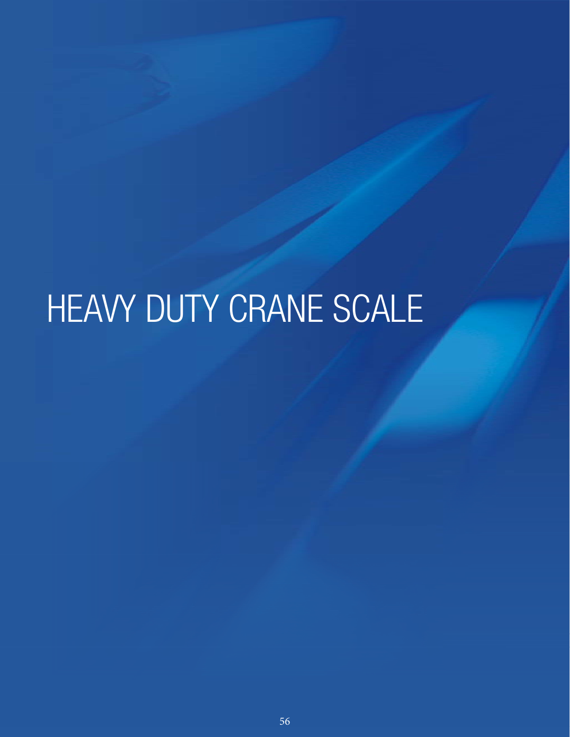# HEAVY DUTY CRANE SCALE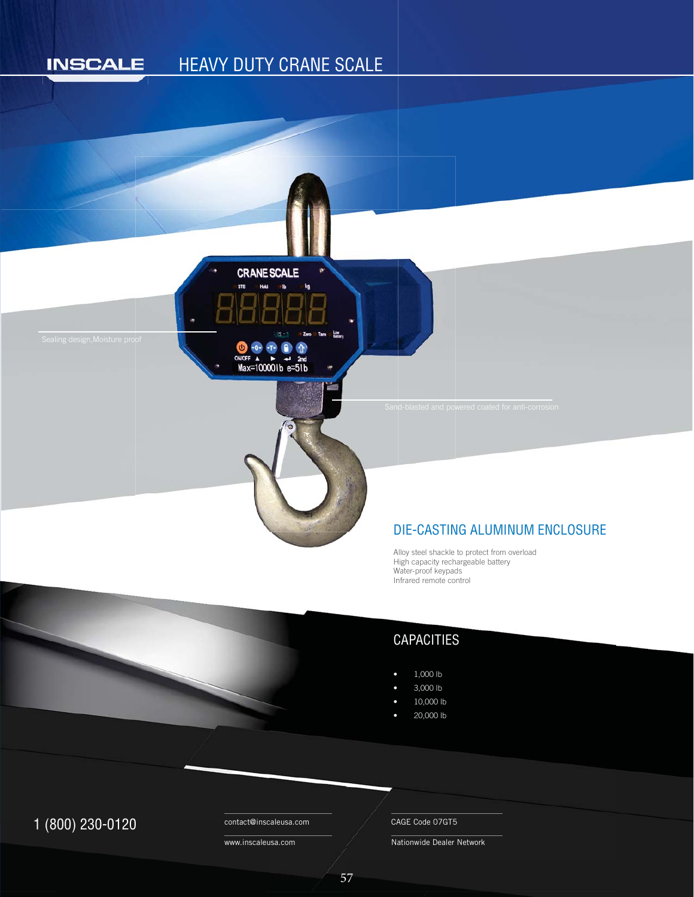# HEAVY DUTY CRANE SCALE

INSCALE

Sealing design,Moisture proof

Sand-blasted and powered coated for anti-corrosion

## DIE-CASTING ALUMINUM ENCLOSURE

Alloy steel shackle to protect from overload
High capacity rechargeable battery
Water-proof keypads
Infrared remote control

## CAPACITIES

- 1,000 lb
- 3,000 lb
- 10,000 lb
- 20,000 lb

1 (800) 230-0120

contact@inscaleusa.com

www.inscaleusa.com

CAGE Code 07GT5

Nationwide Dealer Network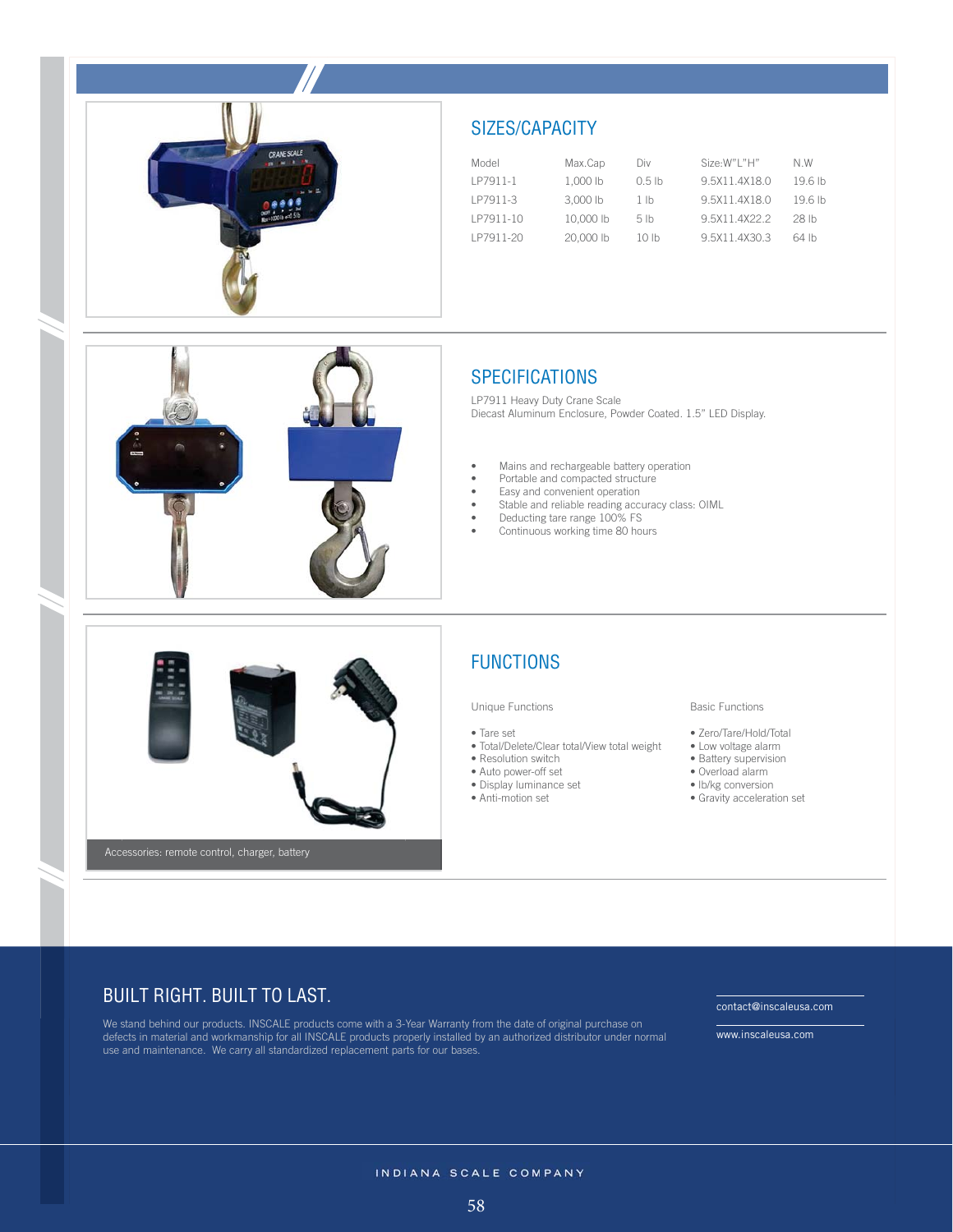## SIZES/CAPACITY

| Model | Max.Cap | Div | Size:W"L"H" | N.W |
|---|---|---|---|---|
| LP7911-1 | 1,000 lb | 0.5 lb | 9.5X11.4X18.0 | 19.6 lb |
| LP7911-3 | 3,000 lb | 1 lb | 9.5X11.4X18.0 | 19.6 lb |
| LP7911-10 | 10,000 lb | 5 lb | 9.5X11.4X22.2 | 28 lb |
| LP7911-20 | 20,000 lb | 10 lb | 9.5X11.4X30.3 | 64 lb |

## SPECIFICATIONS

LP7911 Heavy Duty Crane Scale
Diecast Aluminum Enclosure, Powder Coated. 1.5" LED Display.

- Mains and rechargeable battery operation
- Portable and compacted structure
- Easy and convenient operation
- Stable and reliable reading accuracy class: OIML
- Deducting tare range 100% FS
- Continuous working time 80 hours

## FUNCTIONS

Unique Functions

- Tare set
- Total/Delete/Clear total/View total weight
- Resolution switch
- Auto power-off set
- Display luminance set
- Anti-motion set

Basic Functions

- Zero/Tare/Hold/Total
- Low voltage alarm
- Battery supervision
- Overload alarm
- lb/kg conversion
- Gravity acceleration set

Accessories: remote control, charger, battery

## BUILT RIGHT. BUILT TO LAST.

We stand behind our products. INSCALE products come with a 3-Year Warranty from the date of original purchase on defects in material and workmanship for all INSCALE products properly installed by an authorized distributor under normal use and maintenance. We carry all standardized replacement parts for our bases.

contact@inscaleusa.com

www.inscaleusa.com

INDIANA SCALE COMPANY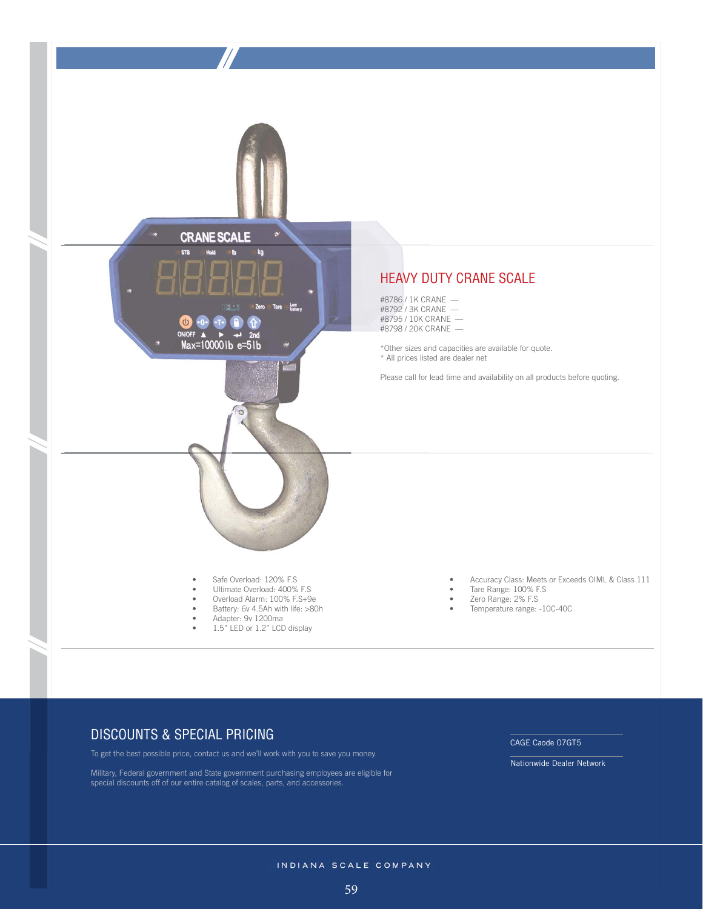## HEAVY DUTY CRANE SCALE

#8786 / 1K CRANE —
#8792 / 3K CRANE —
#8795 / 10K CRANE —
#8798 / 20K CRANE —

*Other sizes and capacities are available for quote.
* All prices listed are dealer net

Please call for lead time and availability on all products before quoting.

- Safe Overload: 120% F.S
- Ultimate Overload: 400% F.S
- Overload Alarm: 100% F.S+9e
- Battery: 6v 4.5Ah with life: >80h
- Adapter: 9v 1200ma
- 1.5" LED or 1.2" LCD display

- Accuracy Class: Meets or Exceeds OIML & Class 111
- Tare Range: 100% F.S
- Zero Range: 2% F.S
- Temperature range: -10C-40C

## DISCOUNTS & SPECIAL PRICING

To get the best possible price, contact us and we'll work with you to save you money.

Military, Federal government and State government purchasing employees are eligible for special discounts off of our entire catalog of scales, parts, and accessories.

CAGE Caode 07GT5

Nationwide Dealer Network

INDIANA SCALE COMPANY